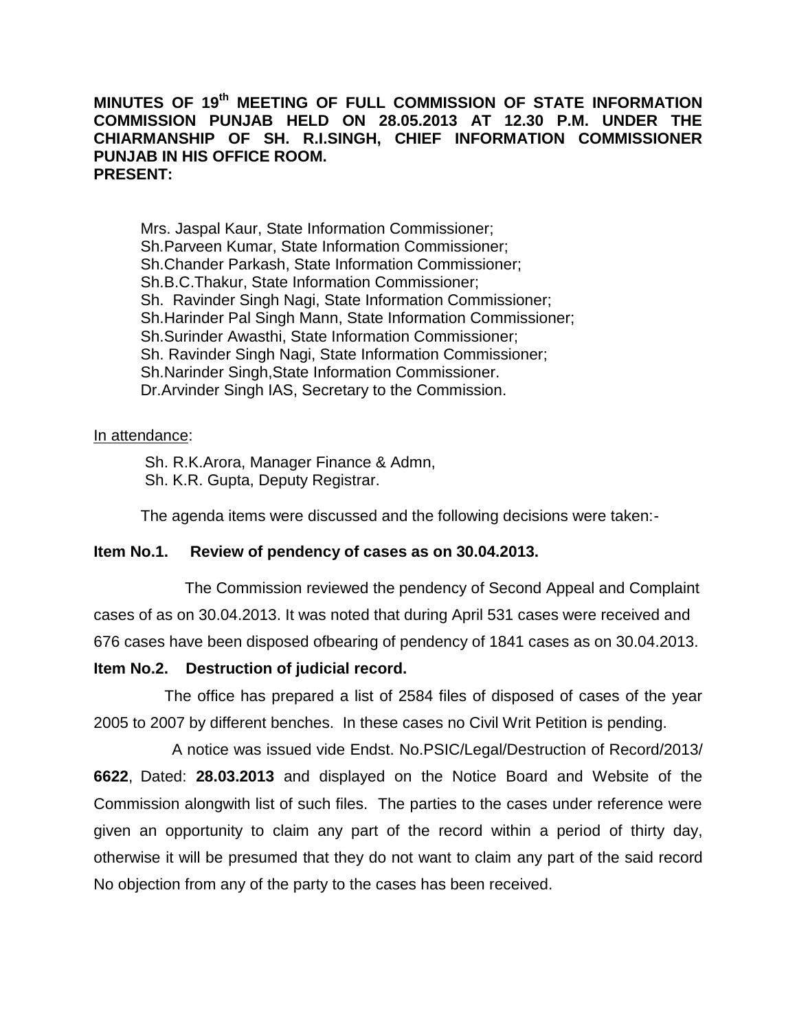**MINUTES OF 19th MEETING OF FULL COMMISSION OF STATE INFORMATION COMMISSION PUNJAB HELD ON 28.05.2013 AT 12.30 P.M. UNDER THE CHIARMANSHIP OF SH. R.I.SINGH, CHIEF INFORMATION COMMISSIONER PUNJAB IN HIS OFFICE ROOM.**

**PRESENT:**

Mrs. Jaspal Kaur, State Information Commissioner;
Sh.Parveen Kumar, State Information Commissioner;
Sh.Chander Parkash, State Information Commissioner;
Sh.B.C.Thakur, State Information Commissioner;
Sh. Ravinder Singh Nagi, State Information Commissioner;
Sh.Harinder Pal Singh Mann, State Information Commissioner;
Sh.Surinder Awasthi, State Information Commissioner;
Sh. Ravinder Singh Nagi, State Information Commissioner;
Sh.Narinder Singh,State Information Commissioner.
Dr.Arvinder Singh IAS, Secretary to the Commission.

In attendance:

Sh. R.K.Arora, Manager Finance & Admn,
Sh. K.R. Gupta, Deputy Registrar.

The agenda items were discussed and the following decisions were taken:-

**Item No.1. Review of pendency of cases as on 30.04.2013.**

The Commission reviewed the pendency of Second Appeal and Complaint cases of as on 30.04.2013. It was noted that during April 531 cases were received and 676 cases have been disposed ofbearing of pendency of 1841 cases as on 30.04.2013.

**Item No.2. Destruction of judicial record.**

The office has prepared a list of 2584 files of disposed of cases of the year 2005 to 2007 by different benches. In these cases no Civil Writ Petition is pending.

A notice was issued vide Endst. No.PSIC/Legal/Destruction of Record/2013/ **6622**, Dated: **28.03.2013** and displayed on the Notice Board and Website of the Commission alongwith list of such files. The parties to the cases under reference were given an opportunity to claim any part of the record within a period of thirty day, otherwise it will be presumed that they do not want to claim any part of the said record No objection from any of the party to the cases has been received.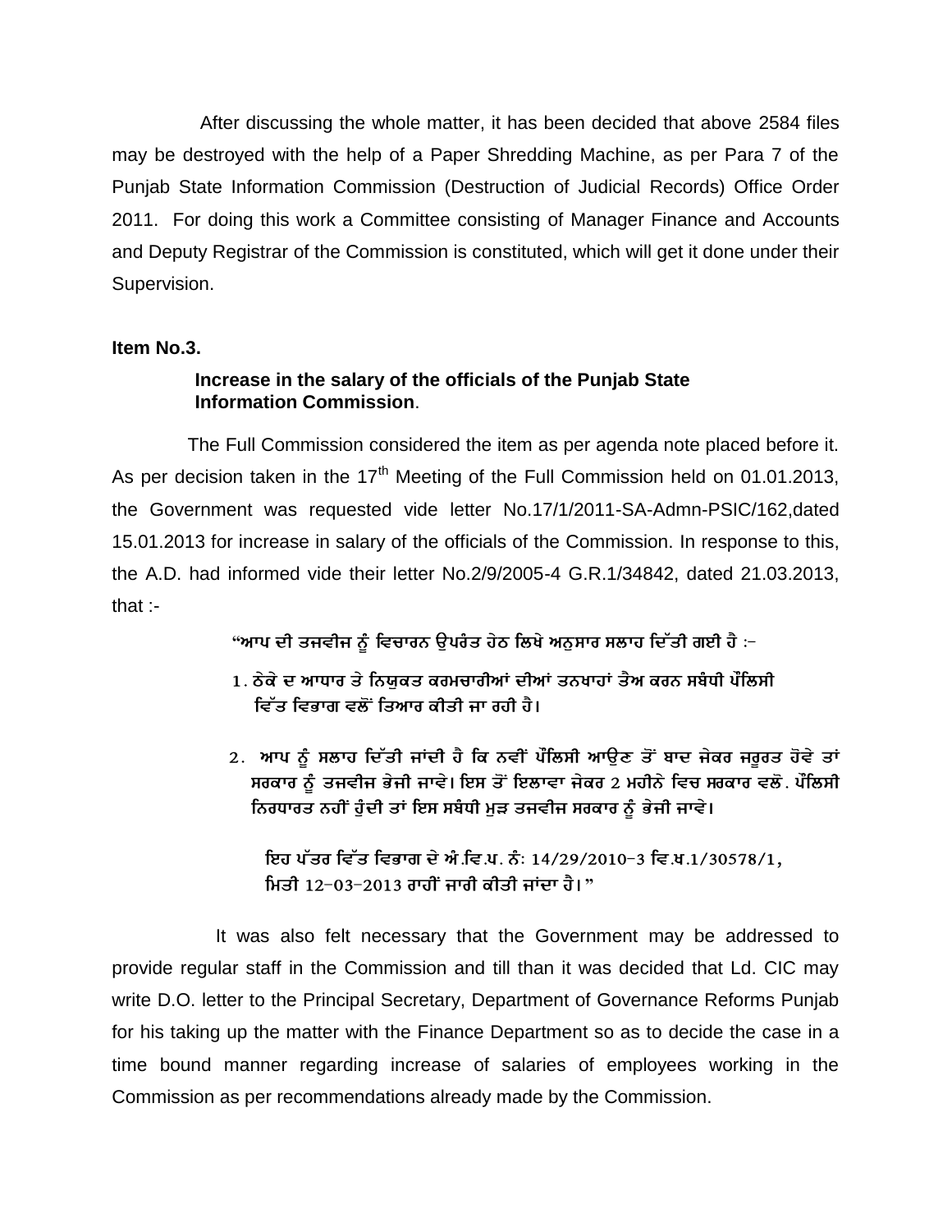After discussing the whole matter, it has been decided that above 2584 files may be destroyed with the help of a Paper Shredding Machine, as per Para 7 of the Punjab State Information Commission (Destruction of Judicial Records) Office Order 2011. For doing this work a Committee consisting of Manager Finance and Accounts and Deputy Registrar of the Commission is constituted, which will get it done under their Supervision.

**Item No.3.**

**Increase in the salary of the officials of the Punjab State Information Commission**.

The Full Commission considered the item as per agenda note placed before it. As per decision taken in the 17th Meeting of the Full Commission held on 01.01.2013, the Government was requested vide letter No.17/1/2011-SA-Admn-PSIC/162,dated 15.01.2013 for increase in salary of the officials of the Commission. In response to this, the A.D. had informed vide their letter No.2/9/2005-4 G.R.1/34842, dated 21.03.2013, that :-

"ਆਪ ਦੀ ਤਜਵੀਜ ਨੂੰ ਵਿਚਾਰਨ ਉਪਰੰਤ ਹੇਠ ਲਿਖੇ ਅਨੁਸਾਰ ਸਲਾਹ ਦਿੱਤੀ ਗਈ ਹੈ :-

1. ਠੇਕੇ ਦ ਆਧਾਰ ਤੇ ਨਿਯੁਕਤ ਕਰਮਚਾਰੀਆਂ ਦੀਆਂ ਤਨਖਾਹਾਂ ਤੈਅ ਕਰਨ ਸਬੰਧੀ ਪੌਲਿਸੀ ਵਿੱਤ ਵਿਭਾਗ ਵਲੋਂ ਤਿਆਰ ਕੀਤੀ ਜਾ ਰਹੀ ਹੈ।
2. ਆਪ ਨੂੰ ਸਲਾਹ ਦਿੱਤੀ ਜਾਂਦੀ ਹੈ ਕਿ ਨਵੀਂ ਪੌਲਿਸੀ ਆਉਣ ਤੋਂ ਬਾਦ ਜੇਕਰ ਜਰੂਰਤ ਹੋਵੇ ਤਾਂ ਸਰਕਾਰ ਨੂੰ ਤਜਵੀਜ ਭੇਜੀ ਜਾਵੇ। ਇਸ ਤੋਂ ਇਲਾਵਾ ਜੇਕਰ 2 ਮਹੀਨੇ ਵਿਚ ਸਰਕਾਰ ਵਲੋ. ਪੌਲਿਸੀ ਨਿਰਧਾਰਤ ਨਹੀਂ ਹੁੰਦੀ ਤਾਂ ਇਸ ਸਬੰਧੀ ਮੁੜ ਤਜਵੀਜ ਸਰਕਾਰ ਨੂੰ ਭੇਜੀ ਜਾਵੇ।

ਇਹ ਪੱਤਰ ਵਿੱਤ ਵਿਭਾਗ ਦੇ ਅੰ.ਵਿ.ਪ. ਨੰ: 14/29/2010-3 ਵਿ.ਖ.1/30578/1, ਮਿਤੀ 12-03-2013 ਰਾਹੀਂ ਜਾਰੀ ਕੀਤੀ ਜਾਂਦਾ ਹੈ।"

It was also felt necessary that the Government may be addressed to provide regular staff in the Commission and till than it was decided that Ld. CIC may write D.O. letter to the Principal Secretary, Department of Governance Reforms Punjab for his taking up the matter with the Finance Department so as to decide the case in a time bound manner regarding increase of salaries of employees working in the Commission as per recommendations already made by the Commission.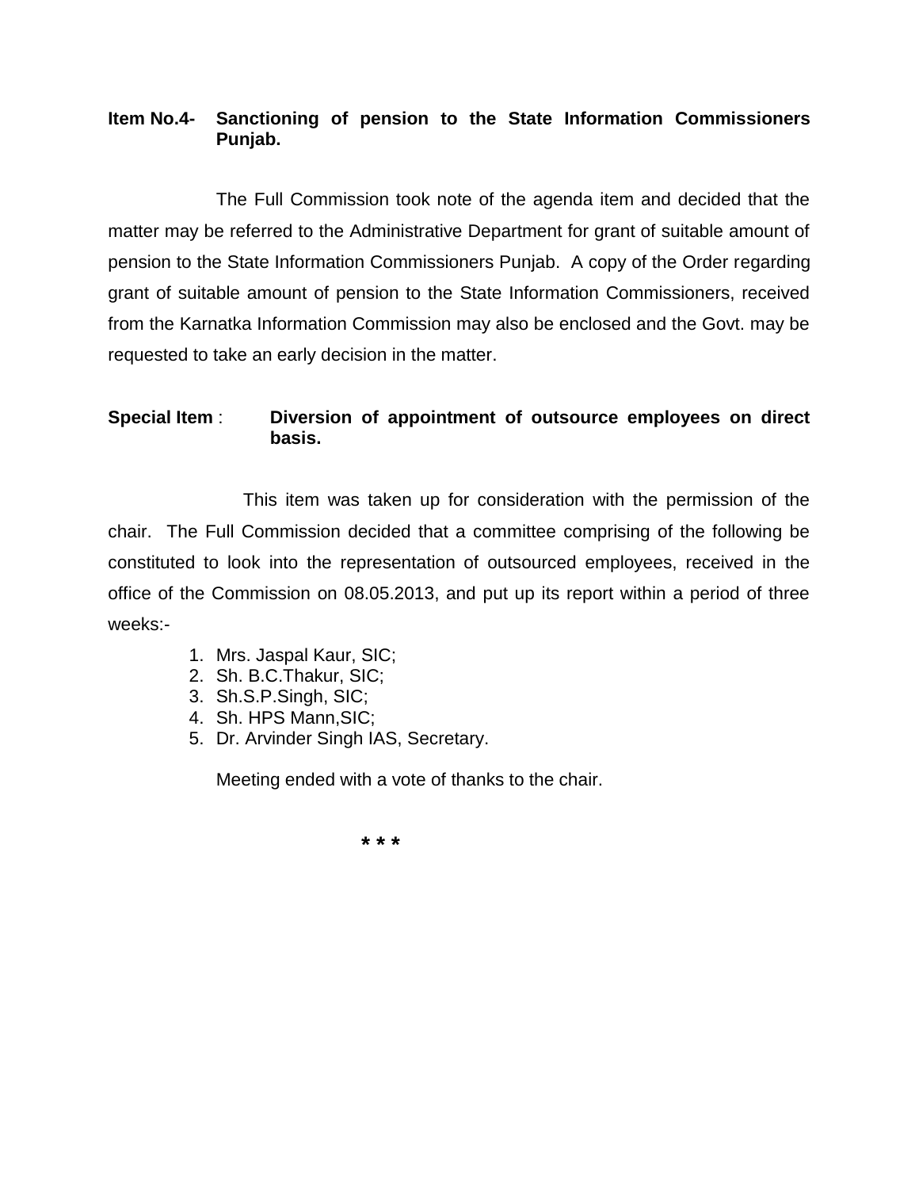**Item No.4- Sanctioning of pension to the State Information Commissioners Punjab.**

The Full Commission took note of the agenda item and decided that the matter may be referred to the Administrative Department for grant of suitable amount of pension to the State Information Commissioners Punjab. A copy of the Order regarding grant of suitable amount of pension to the State Information Commissioners, received from the Karnatka Information Commission may also be enclosed and the Govt. may be requested to take an early decision in the matter.

**Special Item** : **Diversion of appointment of outsource employees on direct basis.**

This item was taken up for consideration with the permission of the chair. The Full Commission decided that a committee comprising of the following be constituted to look into the representation of outsourced employees, received in the office of the Commission on 08.05.2013, and put up its report within a period of three weeks:-

1. Mrs. Jaspal Kaur, SIC;
2. Sh. B.C.Thakur, SIC;
3. Sh.S.P.Singh, SIC;
4. Sh. HPS Mann,SIC;
5. Dr. Arvinder Singh IAS, Secretary.

Meeting ended with a vote of thanks to the chair.

\* \* \*